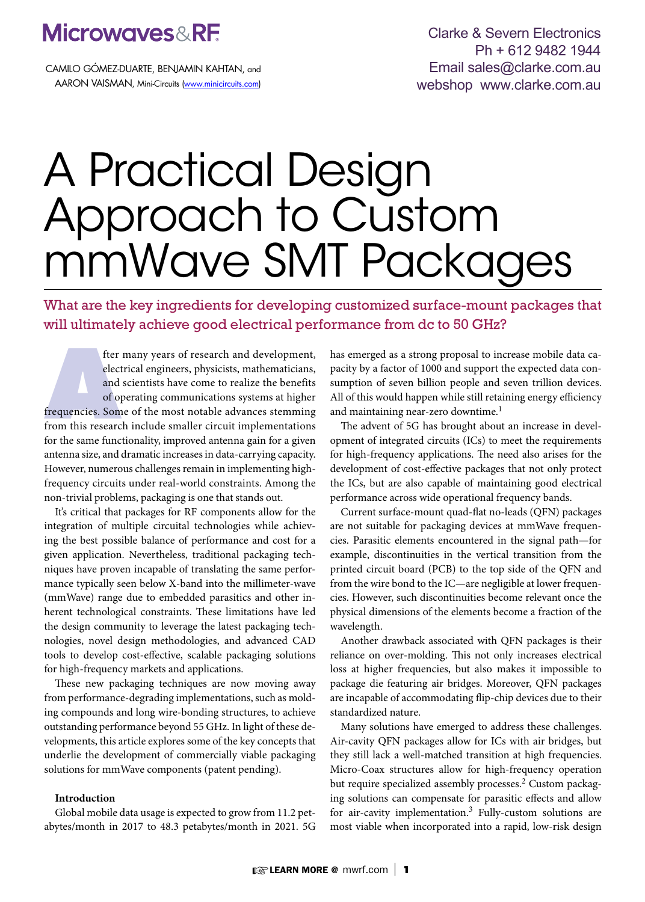# A Practical Design Approach to Custom mmWave SMT Packages

CAMILO GÓMEZ-DUARTE, BENJAMIN KAHTAN, and AARON VAISMAN, Mini-Circuits (www.minicircuits.com)

Clarke & Severn Electronics
Ph + 612 9482 1944
Email sales@clarke.com.au
webshop www.clarke.com.au

**What are the key ingredients for developing customized surface-mount packages that will ultimately achieve good electrical performance from dc to 50 GHz?**

After many years of research and development, electrical engineers, physicists, mathematicians, and scientists have come to realize the benefits of operating communications systems at higher frequencies. Some of the most notable advances stemming from this research include smaller circuit implementations for the same functionality, improved antenna gain for a given antenna size, and dramatic increases in data-carrying capacity. However, numerous challenges remain in implementing high-frequency circuits under real-world constraints. Among the non-trivial problems, packaging is one that stands out.

It's critical that packages for RF components allow for the integration of multiple circuital technologies while achieving the best possible balance of performance and cost for a given application. Nevertheless, traditional packaging techniques have proven incapable of translating the same performance typically seen below X-band into the millimeter-wave (mmWave) range due to embedded parasitics and other inherent technological constraints. These limitations have led the design community to leverage the latest packaging technologies, novel design methodologies, and advanced CAD tools to develop cost-effective, scalable packaging solutions for high-frequency markets and applications.

These new packaging techniques are now moving away from performance-degrading implementations, such as molding compounds and long wire-bonding structures, to achieve outstanding performance beyond 55 GHz. In light of these developments, this article explores some of the key concepts that underlie the development of commercially viable packaging solutions for mmWave components (patent pending).

### Introduction

Global mobile data usage is expected to grow from 11.2 petabytes/month in 2017 to 48.3 petabytes/month in 2021. 5G has emerged as a strong proposal to increase mobile data capacity by a factor of 1000 and support the expected data consumption of seven billion people and seven trillion devices. All of this would happen while still retaining energy efficiency and maintaining near-zero downtime.[1]

The advent of 5G has brought about an increase in development of integrated circuits (ICs) to meet the requirements for high-frequency applications. The need also arises for the development of cost-effective packages that not only protect the ICs, but are also capable of maintaining good electrical performance across wide operational frequency bands.

Current surface-mount quad-flat no-leads (QFN) packages are not suitable for packaging devices at mmWave frequencies. Parasitic elements encountered in the signal path—for example, discontinuities in the vertical transition from the printed circuit board (PCB) to the top side of the QFN and from the wire bond to the IC—are negligible at lower frequencies. However, such discontinuities become relevant once the physical dimensions of the elements become a fraction of the wavelength.

Another drawback associated with QFN packages is their reliance on over-molding. This not only increases electrical loss at higher frequencies, but also makes it impossible to package die featuring air bridges. Moreover, QFN packages are incapable of accommodating flip-chip devices due to their standardized nature.

Many solutions have emerged to address these challenges. Air-cavity QFN packages allow for ICs with air bridges, but they still lack a well-matched transition at high frequencies. Micro-Coax structures allow for high-frequency operation but require specialized assembly processes.[2] Custom packaging solutions can compensate for parasitic effects and allow for air-cavity implementation.[3] Fully-custom solutions are most viable when incorporated into a rapid, low-risk design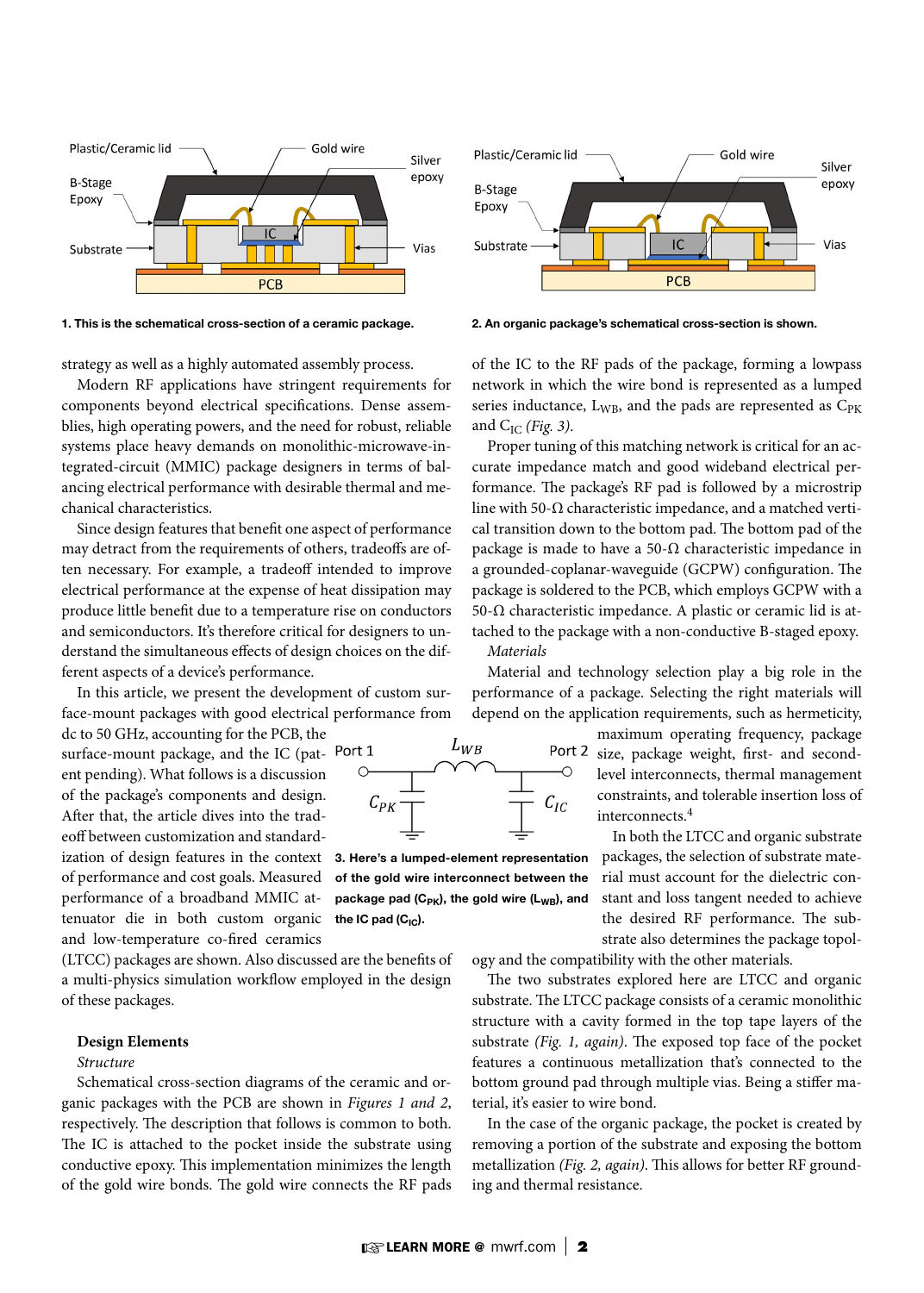1. This is the schematical cross-section of a ceramic package.

2. An organic package's schematical cross-section is shown.

strategy as well as a highly automated assembly process.

Modern RF applications have stringent requirements for components beyond electrical specifications. Dense assemblies, high operating powers, and the need for robust, reliable systems place heavy demands on monolithic-microwave-integrated-circuit (MMIC) package designers in terms of balancing electrical performance with desirable thermal and mechanical characteristics.

Since design features that benefit one aspect of performance may detract from the requirements of others, tradeoffs are often necessary. For example, a tradeoff intended to improve electrical performance at the expense of heat dissipation may produce little benefit due to a temperature rise on conductors and semiconductors. It's therefore critical for designers to understand the simultaneous effects of design choices on the different aspects of a device's performance.

In this article, we present the development of custom surface-mount packages with good electrical performance from dc to 50 GHz, accounting for the PCB, the surface-mount package, and the IC (patent pending). What follows is a discussion of the package's components and design. After that, the article dives into the tradeoff between customization and standardization of design features in the context of performance and cost goals. Measured performance of a broadband MMIC attenuator die in both custom organic and low-temperature co-fired ceramics (LTCC) packages are shown. Also discussed are the benefits of a multi-physics simulation workflow employed in the design of these packages.

### Design Elements

*Structure*

Schematical cross-section diagrams of the ceramic and organic packages with the PCB are shown in *Figures 1 and 2*, respectively. The description that follows is common to both. The IC is attached to the pocket inside the substrate using conductive epoxy. This implementation minimizes the length of the gold wire bonds. The gold wire connects the RF pads of the IC to the RF pads of the package, forming a lowpass network in which the wire bond is represented as a lumped series inductance, $L_{WB}$, and the pads are represented as $C_{PK}$ and $C_{IC}$ *(Fig. 3)*.

3. Here's a lumped-element representation of the gold wire interconnect between the package pad ($C_{PK}$), the gold wire ($L_{WB}$), and the IC pad ($C_{IC}$).

Proper tuning of this matching network is critical for an accurate impedance match and good wideband electrical performance. The package's RF pad is followed by a microstrip line with 50-Ω characteristic impedance, and a matched vertical transition down to the bottom pad. The bottom pad of the package is made to have a 50-Ω characteristic impedance in a grounded-coplanar-waveguide (GCPW) configuration. The package is soldered to the PCB, which employs GCPW with a 50-Ω characteristic impedance. A plastic or ceramic lid is attached to the package with a non-conductive B-staged epoxy.

*Materials*

Material and technology selection play a big role in the performance of a package. Selecting the right materials will depend on the application requirements, such as hermeticity, maximum operating frequency, package size, package weight, first- and second-level interconnects, thermal management constraints, and tolerable insertion loss of interconnects.[4]

In both the LTCC and organic substrate packages, the selection of substrate material must account for the dielectric constant and loss tangent needed to achieve the desired RF performance. The substrate also determines the package topology and the compatibility with the other materials.

The two substrates explored here are LTCC and organic substrate. The LTCC package consists of a ceramic monolithic structure with a cavity formed in the top tape layers of the substrate *(Fig. 1, again)*. The exposed top face of the pocket features a continuous metallization that's connected to the bottom ground pad through multiple vias. Being a stiffer material, it's easier to wire bond.

In the case of the organic package, the pocket is created by removing a portion of the substrate and exposing the bottom metallization *(Fig. 2, again)*. This allows for better RF grounding and thermal resistance.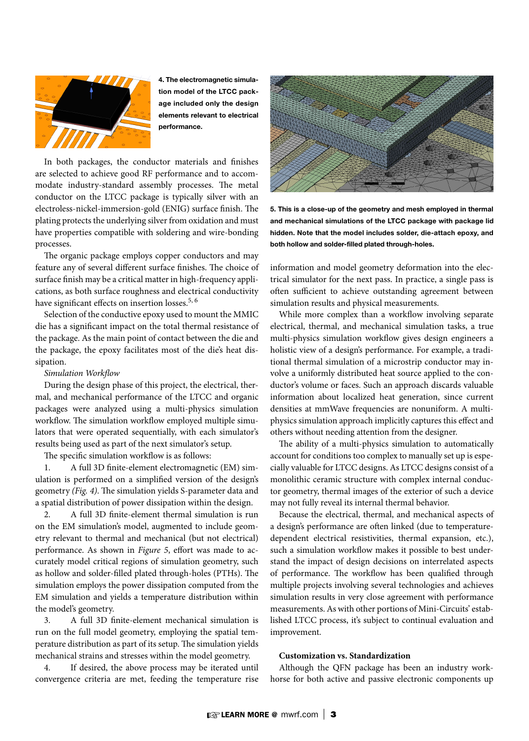4. The electromagnetic simulation model of the LTCC package included only the design elements relevant to electrical performance.

In both packages, the conductor materials and finishes are selected to achieve good RF performance and to accommodate industry-standard assembly processes. The metal conductor on the LTCC package is typically silver with an electroless-nickel-immersion-gold (ENIG) surface finish. The plating protects the underlying silver from oxidation and must have properties compatible with soldering and wire-bonding processes.

The organic package employs copper conductors and may feature any of several different surface finishes. The choice of surface finish may be a critical matter in high-frequency applications, as both surface roughness and electrical conductivity have significant effects on insertion losses.[5, 6]

Selection of the conductive epoxy used to mount the MMIC die has a significant impact on the total thermal resistance of the package. As the main point of contact between the die and the package, the epoxy facilitates most of the die's heat dissipation.

*Simulation Workflow*

During the design phase of this project, the electrical, thermal, and mechanical performance of the LTCC and organic packages were analyzed using a multi-physics simulation workflow. The simulation workflow employed multiple simulators that were operated sequentially, with each simulator's results being used as part of the next simulator's setup.

The specific simulation workflow is as follows:

1. A full 3D finite-element electromagnetic (EM) simulation is performed on a simplified version of the design's geometry *(Fig. 4)*. The simulation yields S-parameter data and a spatial distribution of power dissipation within the design.
2. A full 3D finite-element thermal simulation is run on the EM simulation's model, augmented to include geometry relevant to thermal and mechanical (but not electrical) performance. As shown in *Figure 5*, effort was made to accurately model critical regions of simulation geometry, such as hollow and solder-filled plated through-holes (PTHs). The simulation employs the power dissipation computed from the EM simulation and yields a temperature distribution within the model's geometry.
3. A full 3D finite-element mechanical simulation is run on the full model geometry, employing the spatial temperature distribution as part of its setup. The simulation yields mechanical strains and stresses within the model geometry.
4. If desired, the above process may be iterated until convergence criteria are met, feeding the temperature rise information and model geometry deformation into the electrical simulator for the next pass. In practice, a single pass is often sufficient to achieve outstanding agreement between simulation results and physical measurements.

5. This is a close-up of the geometry and mesh employed in thermal and mechanical simulations of the LTCC package with package lid hidden. Note that the model includes solder, die-attach epoxy, and both hollow and solder-filled plated through-holes.

While more complex than a workflow involving separate electrical, thermal, and mechanical simulation tasks, a true multi-physics simulation workflow gives design engineers a holistic view of a design's performance. For example, a traditional thermal simulation of a microstrip conductor may involve a uniformly distributed heat source applied to the conductor's volume or faces. Such an approach discards valuable information about localized heat generation, since current densities at mmWave frequencies are nonuniform. A multi-physics simulation approach implicitly captures this effect and others without needing attention from the designer.

The ability of a multi-physics simulation to automatically account for conditions too complex to manually set up is especially valuable for LTCC designs. As LTCC designs consist of a monolithic ceramic structure with complex internal conductor geometry, thermal images of the exterior of such a device may not fully reveal its internal thermal behavior.

Because the electrical, thermal, and mechanical aspects of a design's performance are often linked (due to temperature-dependent electrical resistivities, thermal expansion, etc.), such a simulation workflow makes it possible to best understand the impact of design decisions on interrelated aspects of performance. The workflow has been qualified through multiple projects involving several technologies and achieves simulation results in very close agreement with performance measurements. As with other portions of Mini-Circuits' established LTCC process, it's subject to continual evaluation and improvement.

## Customization vs. Standardization

Although the QFN package has been an industry workhorse for both active and passive electronic components up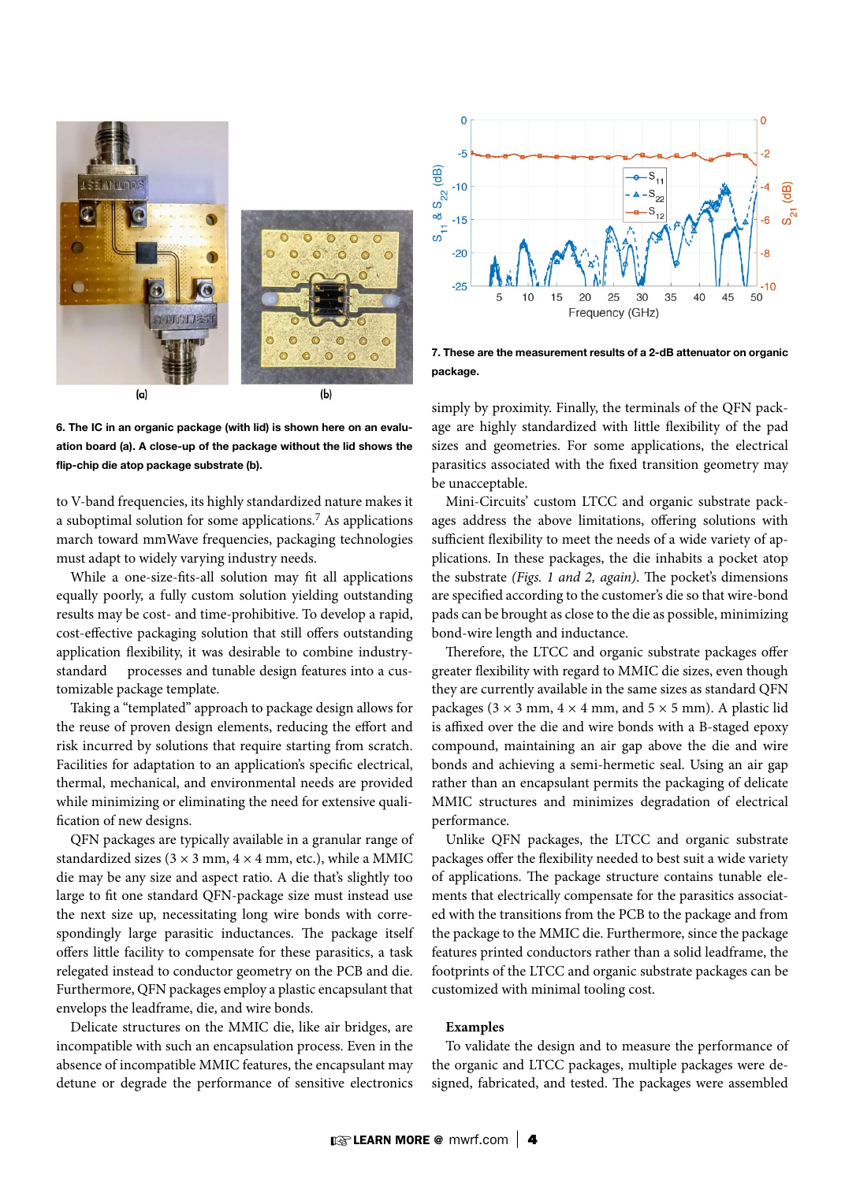6. The IC in an organic package (with lid) is shown here on an evaluation board (a). A close-up of the package without the lid shows the flip-chip die atop package substrate (b).

7. These are the measurement results of a 2-dB attenuator on organic package.

to V-band frequencies, its highly standardized nature makes it a suboptimal solution for some applications.[7] As applications march toward mmWave frequencies, packaging technologies must adapt to widely varying industry needs.

While a one-size-fits-all solution may fit all applications equally poorly, a fully custom solution yielding outstanding results may be cost- and time-prohibitive. To develop a rapid, cost-effective packaging solution that still offers outstanding application flexibility, it was desirable to combine industry-standard processes and tunable design features into a customizable package template.

Taking a "templated" approach to package design allows for the reuse of proven design elements, reducing the effort and risk incurred by solutions that require starting from scratch. Facilities for adaptation to an application's specific electrical, thermal, mechanical, and environmental needs are provided while minimizing or eliminating the need for extensive qualification of new designs.

QFN packages are typically available in a granular range of standardized sizes (3 × 3 mm, 4 × 4 mm, etc.), while a MMIC die may be any size and aspect ratio. A die that's slightly too large to fit one standard QFN-package size must instead use the next size up, necessitating long wire bonds with correspondingly large parasitic inductances. The package itself offers little facility to compensate for these parasitics, a task relegated instead to conductor geometry on the PCB and die. Furthermore, QFN packages employ a plastic encapsulant that envelops the leadframe, die, and wire bonds.

Delicate structures on the MMIC die, like air bridges, are incompatible with such an encapsulation process. Even in the absence of incompatible MMIC features, the encapsulant may detune or degrade the performance of sensitive electronics simply by proximity. Finally, the terminals of the QFN package are highly standardized with little flexibility of the pad sizes and geometries. For some applications, the electrical parasitics associated with the fixed transition geometry may be unacceptable.

Mini-Circuits' custom LTCC and organic substrate packages address the above limitations, offering solutions with sufficient flexibility to meet the needs of a wide variety of applications. In these packages, the die inhabits a pocket atop the substrate *(Figs. 1 and 2, again)*. The pocket's dimensions are specified according to the customer's die so that wire-bond pads can be brought as close to the die as possible, minimizing bond-wire length and inductance.

Therefore, the LTCC and organic substrate packages offer greater flexibility with regard to MMIC die sizes, even though they are currently available in the same sizes as standard QFN packages (3 × 3 mm, 4 × 4 mm, and 5 × 5 mm). A plastic lid is affixed over the die and wire bonds with a B-staged epoxy compound, maintaining an air gap above the die and wire bonds and achieving a semi-hermetic seal. Using an air gap rather than an encapsulant permits the packaging of delicate MMIC structures and minimizes degradation of electrical performance.

Unlike QFN packages, the LTCC and organic substrate packages offer the flexibility needed to best suit a wide variety of applications. The package structure contains tunable elements that electrically compensate for the parasitics associated with the transitions from the PCB to the package and from the package to the MMIC die. Furthermore, since the package features printed conductors rather than a solid leadframe, the footprints of the LTCC and organic substrate packages can be customized with minimal tooling cost.

### Examples

To validate the design and to measure the performance of the organic and LTCC packages, multiple packages were designed, fabricated, and tested. The packages were assembled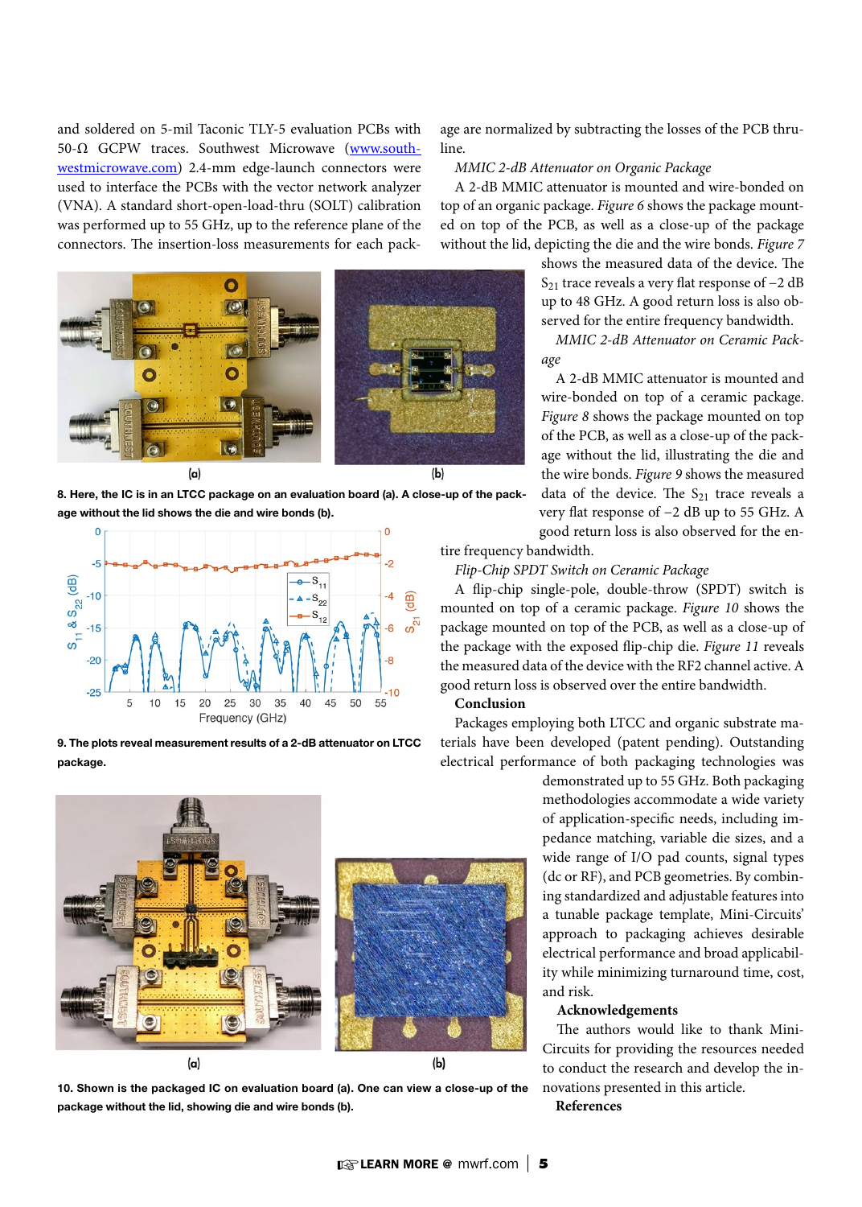and soldered on 5-mil Taconic TLY-5 evaluation PCBs with 50-Ω GCPW traces. Southwest Microwave (www.southwestmicrowave.com) 2.4-mm edge-launch connectors were used to interface the PCBs with the vector network analyzer (VNA). A standard short-open-load-thru (SOLT) calibration was performed up to 55 GHz, up to the reference plane of the connectors. The insertion-loss measurements for each package are normalized by subtracting the losses of the PCB thru-line.

*MMIC 2-dB Attenuator on Organic Package*

A 2-dB MMIC attenuator is mounted and wire-bonded on top of an organic package. *Figure 6* shows the package mounted on top of the PCB, as well as a close-up of the package without the lid, depicting the die and the wire bonds. *Figure 7* shows the measured data of the device. The $S_{21}$ trace reveals a very flat response of –2 dB up to 48 GHz. A good return loss is also observed for the entire frequency bandwidth.

*MMIC 2-dB Attenuator on Ceramic Package*

A 2-dB MMIC attenuator is mounted and wire-bonded on top of a ceramic package. *Figure 8* shows the package mounted on top of the PCB, as well as a close-up of the package without the lid, illustrating the die and the wire bonds. *Figure 9* shows the measured data of the device. The $S_{21}$ trace reveals a very flat response of –2 dB up to 55 GHz. A good return loss is also observed for the entire frequency bandwidth.

(a) (b)

8. Here, the IC is in an LTCC package on an evaluation board (a). A close-up of the package without the lid shows the die and wire bonds (b).

9. The plots reveal measurement results of a 2-dB attenuator on LTCC package.

*Flip-Chip SPDT Switch on Ceramic Package*

A flip-chip single-pole, double-throw (SPDT) switch is mounted on top of a ceramic package. *Figure 10* shows the package mounted on top of the PCB, as well as a close-up of the package with the exposed flip-chip die. *Figure 11* reveals the measured data of the device with the RF2 channel active. A good return loss is observed over the entire bandwidth.

## Conclusion

Packages employing both LTCC and organic substrate materials have been developed (patent pending). Outstanding electrical performance of both packaging technologies was demonstrated up to 55 GHz. Both packaging methodologies accommodate a wide variety of application-specific needs, including impedance matching, variable die sizes, and a wide range of I/O pad counts, signal types (dc or RF), and PCB geometries. By combining standardized and adjustable features into a tunable package template, Mini-Circuits' approach to packaging achieves desirable electrical performance and broad applicability while minimizing turnaround time, cost, and risk.

(a) (b)

10. Shown is the packaged IC on evaluation board (a). One can view a close-up of the package without the lid, showing die and wire bonds (b).

## Acknowledgements

The authors would like to thank Mini-Circuits for providing the resources needed to conduct the research and develop the innovations presented in this article.

## References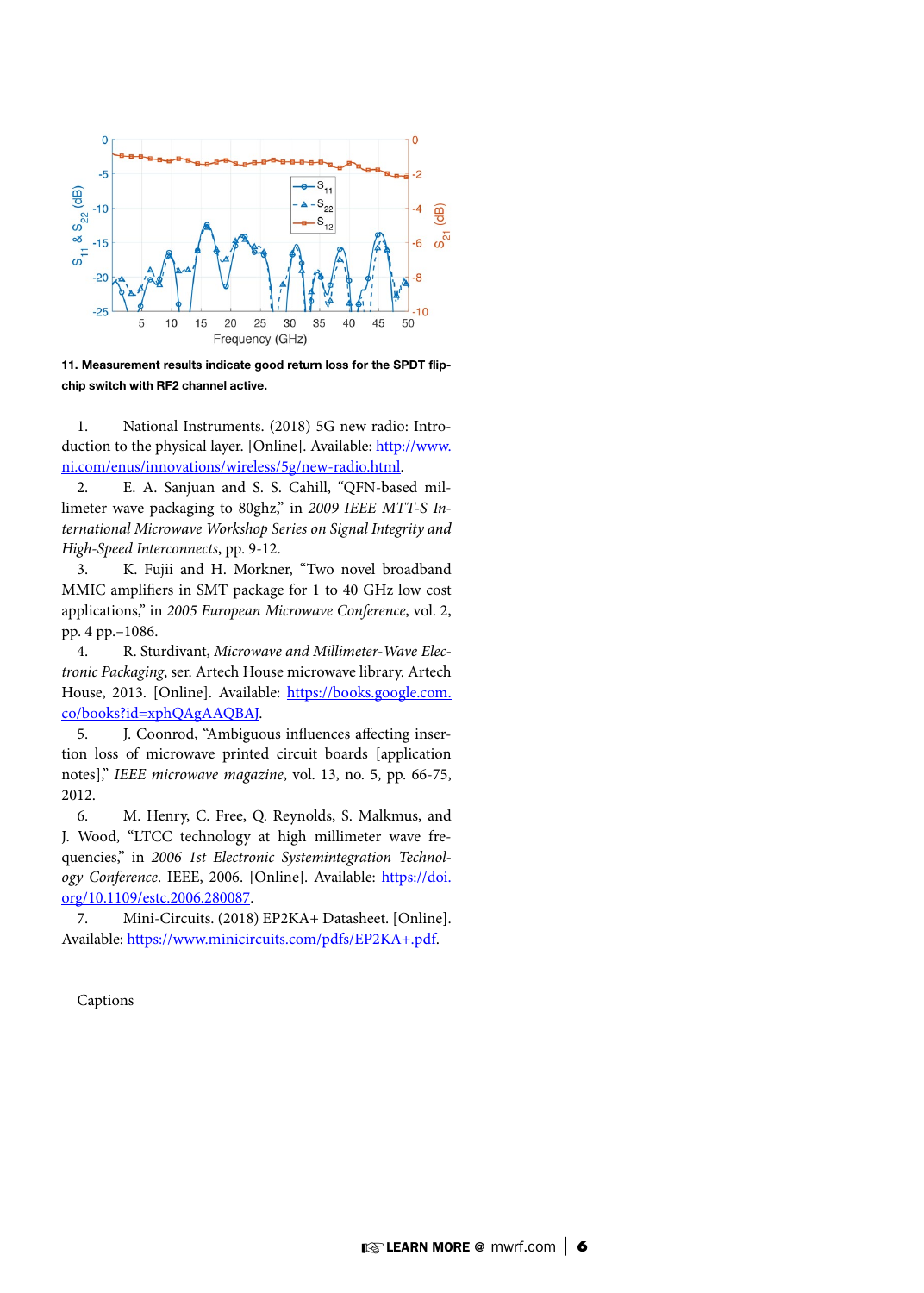0
-5
-10
-15
-20
-25
$S_{11}$ & $S_{22}$ (dB)
5 10 15 20 25 30 35 40 45 50
Frequency (GHz)
0
-2
-4
-6
-8
-10
$S_{21}$ (dB)
$S_{11}$
$S_{22}$
$S_{12}$

**11. Measurement results indicate good return loss for the SPDT flip-chip switch with RF2 channel active.**

1. National Instruments. (2018) 5G new radio: Introduction to the physical layer. [Online]. Available: http://www.ni.com/enus/innovations/wireless/5g/new-radio.html.
2. E. A. Sanjuan and S. S. Cahill, "QFN-based millimeter wave packaging to 80ghz," in *2009 IEEE MTT-S International Microwave Workshop Series on Signal Integrity and High-Speed Interconnects*, pp. 9-12.
3. K. Fujii and H. Morkner, "Two novel broadband MMIC amplifiers in SMT package for 1 to 40 GHz low cost applications," in *2005 European Microwave Conference*, vol. 2, pp. 4 pp.–1086.
4. R. Sturdivant, *Microwave and Millimeter-Wave Electronic Packaging*, ser. Artech House microwave library. Artech House, 2013. [Online]. Available: https://books.google.com.co/books?id=xphQAgAAQBAJ.
5. J. Coonrod, "Ambiguous influences affecting insertion loss of microwave printed circuit boards [application notes]," *IEEE microwave magazine*, vol. 13, no. 5, pp. 66-75, 2012.
6. M. Henry, C. Free, Q. Reynolds, S. Malkmus, and J. Wood, "LTCC technology at high millimeter wave frequencies," in *2006 1st Electronic Systemintegration Technology Conference*. IEEE, 2006. [Online]. Available: https://doi.org/10.1109/estc.2006.280087.
7. Mini-Circuits. (2018) EP2KA+ Datasheet. [Online]. Available: https://www.minicircuits.com/pdfs/EP2KA+.pdf.

Captions